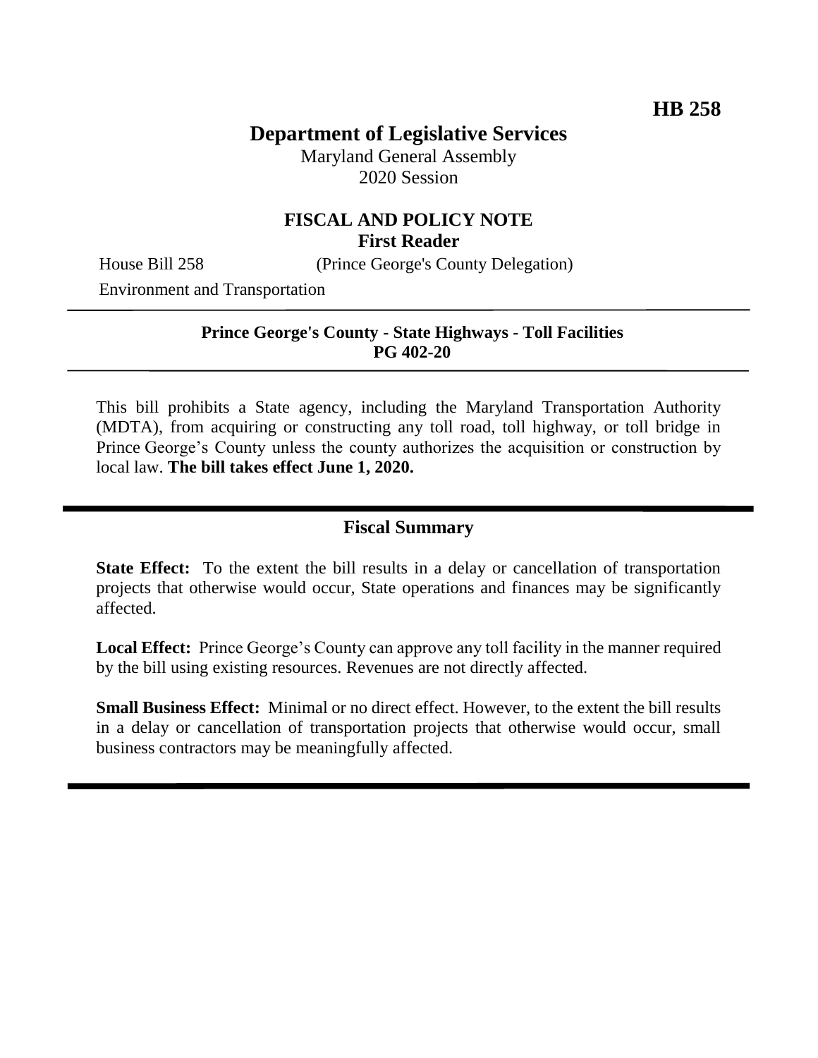HB 258

# Department of Legislative Services

Maryland General Assembly
2020 Session

## FISCAL AND POLICY NOTE
**First Reader**

House Bill 258 (Prince George's County Delegation)

Environment and Transportation

---

**Prince George's County - State Highways - Toll Facilities**
**PG 402-20**

---

This bill prohibits a State agency, including the Maryland Transportation Authority (MDTA), from acquiring or constructing any toll road, toll highway, or toll bridge in Prince George's County unless the county authorizes the acquisition or construction by local law. **The bill takes effect June 1, 2020.**

---

## Fiscal Summary

**State Effect:** To the extent the bill results in a delay or cancellation of transportation projects that otherwise would occur, State operations and finances may be significantly affected.

**Local Effect:** Prince George's County can approve any toll facility in the manner required by the bill using existing resources. Revenues are not directly affected.

**Small Business Effect:** Minimal or no direct effect. However, to the extent the bill results in a delay or cancellation of transportation projects that otherwise would occur, small business contractors may be meaningfully affected.

---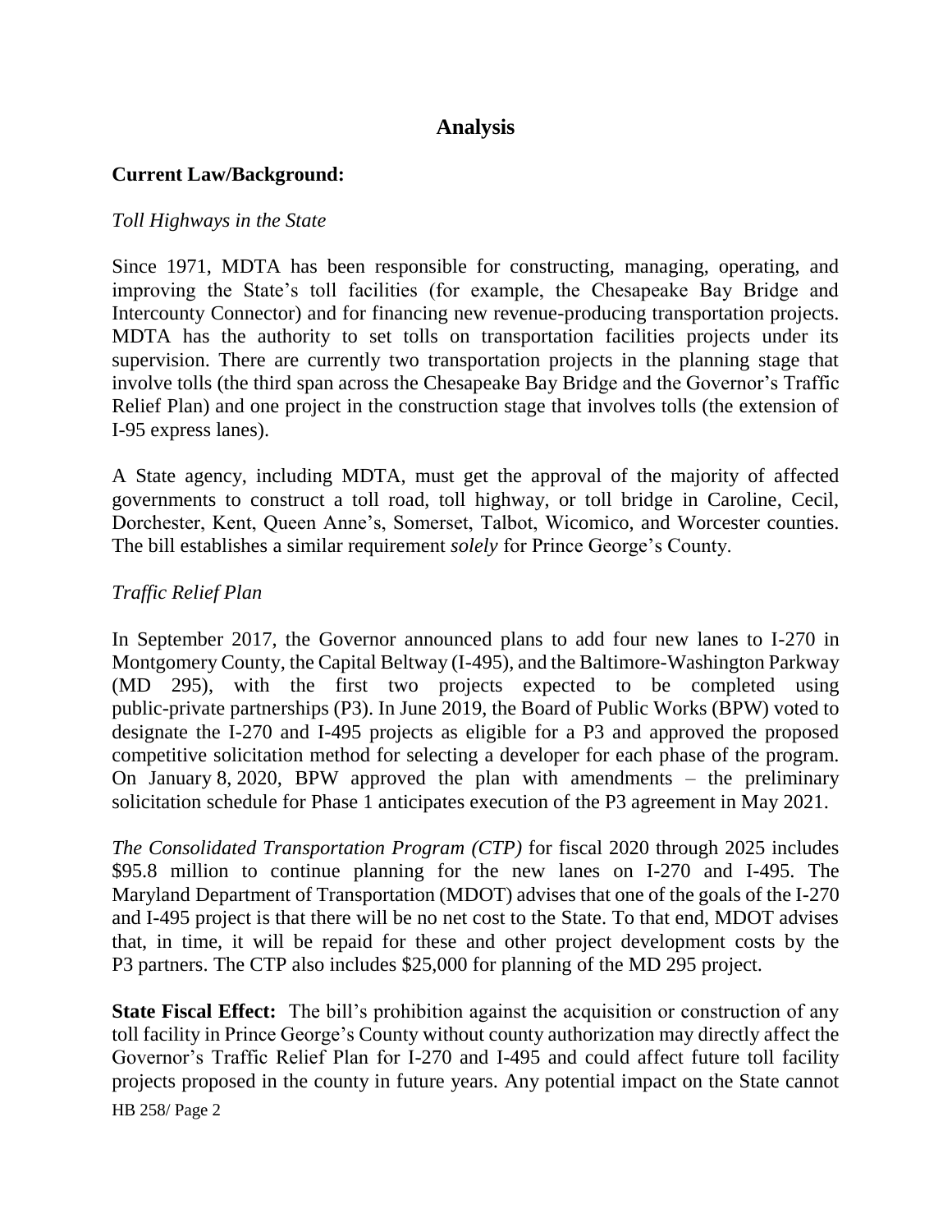## Analysis

**Current Law/Background:**

*Toll Highways in the State*

Since 1971, MDTA has been responsible for constructing, managing, operating, and improving the State's toll facilities (for example, the Chesapeake Bay Bridge and Intercounty Connector) and for financing new revenue-producing transportation projects. MDTA has the authority to set tolls on transportation facilities projects under its supervision. There are currently two transportation projects in the planning stage that involve tolls (the third span across the Chesapeake Bay Bridge and the Governor's Traffic Relief Plan) and one project in the construction stage that involves tolls (the extension of I-95 express lanes).

A State agency, including MDTA, must get the approval of the majority of affected governments to construct a toll road, toll highway, or toll bridge in Caroline, Cecil, Dorchester, Kent, Queen Anne's, Somerset, Talbot, Wicomico, and Worcester counties. The bill establishes a similar requirement *solely* for Prince George's County.

*Traffic Relief Plan*

In September 2017, the Governor announced plans to add four new lanes to I-270 in Montgomery County, the Capital Beltway (I-495), and the Baltimore-Washington Parkway (MD 295), with the first two projects expected to be completed using public-private partnerships (P3). In June 2019, the Board of Public Works (BPW) voted to designate the I-270 and I-495 projects as eligible for a P3 and approved the proposed competitive solicitation method for selecting a developer for each phase of the program. On January 8, 2020, BPW approved the plan with amendments – the preliminary solicitation schedule for Phase 1 anticipates execution of the P3 agreement in May 2021.

*The Consolidated Transportation Program (CTP)* for fiscal 2020 through 2025 includes \$95.8 million to continue planning for the new lanes on I-270 and I-495. The Maryland Department of Transportation (MDOT) advises that one of the goals of the I-270 and I-495 project is that there will be no net cost to the State. To that end, MDOT advises that, in time, it will be repaid for these and other project development costs by the P3 partners. The CTP also includes \$25,000 for planning of the MD 295 project.

**State Fiscal Effect:** The bill's prohibition against the acquisition or construction of any toll facility in Prince George's County without county authorization may directly affect the Governor's Traffic Relief Plan for I-270 and I-495 and could affect future toll facility projects proposed in the county in future years. Any potential impact on the State cannot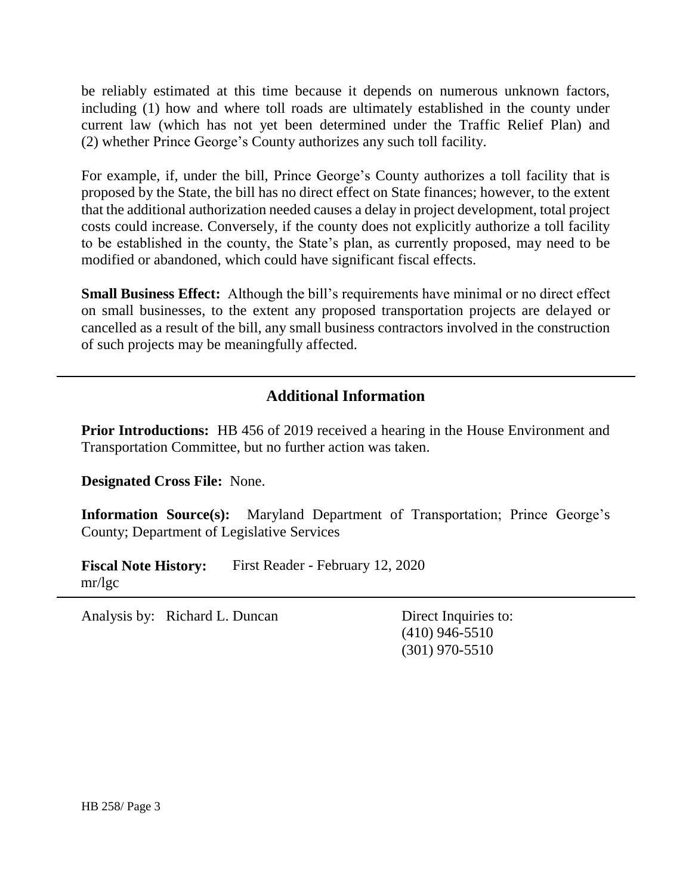be reliably estimated at this time because it depends on numerous unknown factors, including (1) how and where toll roads are ultimately established in the county under current law (which has not yet been determined under the Traffic Relief Plan) and (2) whether Prince George's County authorizes any such toll facility.

For example, if, under the bill, Prince George's County authorizes a toll facility that is proposed by the State, the bill has no direct effect on State finances; however, to the extent that the additional authorization needed causes a delay in project development, total project costs could increase. Conversely, if the county does not explicitly authorize a toll facility to be established in the county, the State's plan, as currently proposed, may need to be modified or abandoned, which could have significant fiscal effects.

**Small Business Effect:** Although the bill's requirements have minimal or no direct effect on small businesses, to the extent any proposed transportation projects are delayed or cancelled as a result of the bill, any small business contractors involved in the construction of such projects may be meaningfully affected.

## Additional Information

**Prior Introductions:** HB 456 of 2019 received a hearing in the House Environment and Transportation Committee, but no further action was taken.

**Designated Cross File:** None.

**Information Source(s):** Maryland Department of Transportation; Prince George's County; Department of Legislative Services

**Fiscal Note History:** First Reader - February 12, 2020
mr/lgc

Analysis by: Richard L. Duncan

Direct Inquiries to:
(410) 946-5510
(301) 970-5510